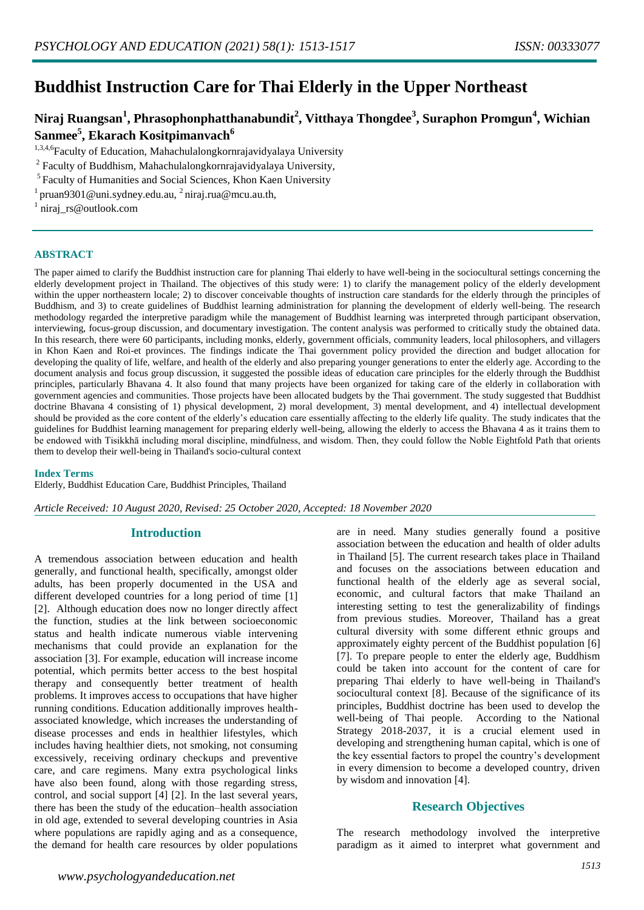# Buddhist Instruction Care for Thai Elderly in the Upper Northeast

**Niraj Ruangsan[1], Phrasophonphatthanabundit[2], Vitthaya Thongdee[3], Suraphon Promgun[4], Wichian Sanmee[5], Ekarach Kositpimanvach[6]**

[1,3,4,6]Faculty of Education, Mahachulalongkornrajavidyalaya University

[2] Faculty of Buddhism, Mahachulalongkornrajavidyalaya University,

[5] Faculty of Humanities and Social Sciences, Khon Kaen University

[1] pruan9301@uni.sydney.edu.au, [2] niraj.rua@mcu.au.th,

[1] niraj_rs@outlook.com

## ABSTRACT

The paper aimed to clarify the Buddhist instruction care for planning Thai elderly to have well-being in the sociocultural settings concerning the elderly development project in Thailand. The objectives of this study were: 1) to clarify the management policy of the elderly development within the upper northeastern locale; 2) to discover conceivable thoughts of instruction care standards for the elderly through the principles of Buddhism, and 3) to create guidelines of Buddhist learning administration for planning the development of elderly well-being. The research methodology regarded the interpretive paradigm while the management of Buddhist learning was interpreted through participant observation, interviewing, focus-group discussion, and documentary investigation. The content analysis was performed to critically study the obtained data. In this research, there were 60 participants, including monks, elderly, government officials, community leaders, local philosophers, and villagers in Khon Kaen and Roi-et provinces. The findings indicate the Thai government policy provided the direction and budget allocation for developing the quality of life, welfare, and health of the elderly and also preparing younger generations to enter the elderly age. According to the document analysis and focus group discussion, it suggested the possible ideas of education care principles for the elderly through the Buddhist principles, particularly Bhavana 4. It also found that many projects have been organized for taking care of the elderly in collaboration with government agencies and communities. Those projects have been allocated budgets by the Thai government. The study suggested that Buddhist doctrine Bhavana 4 consisting of 1) physical development, 2) moral development, 3) mental development, and 4) intellectual development should be provided as the core content of the elderly's education care essentially affecting to the elderly life quality. The study indicates that the guidelines for Buddhist learning management for preparing elderly well-being, allowing the elderly to access the Bhavana 4 as it trains them to be endowed with Tisikkhā including moral discipline, mindfulness, and wisdom. Then, they could follow the Noble Eightfold Path that orients them to develop their well-being in Thailand's socio-cultural context

**Index Terms**

Elderly, Buddhist Education Care, Buddhist Principles, Thailand

*Article Received: 10 August 2020, Revised: 25 October 2020, Accepted: 18 November 2020*

## Introduction

A tremendous association between education and health generally, and functional health, specifically, amongst older adults, has been properly documented in the USA and different developed countries for a long period of time [1] [2]. Although education does now no longer directly affect the function, studies at the link between socioeconomic status and health indicate numerous viable intervening mechanisms that could provide an explanation for the association [3]. For example, education will increase income potential, which permits better access to the best hospital therapy and consequently better treatment of health problems. It improves access to occupations that have higher running conditions. Education additionally improves health-associated knowledge, which increases the understanding of disease processes and ends in healthier lifestyles, which includes having healthier diets, not smoking, not consuming excessively, receiving ordinary checkups and preventive care, and care regimens. Many extra psychological links have also been found, along with those regarding stress, control, and social support [4] [2]. In the last several years, there has been the study of the education–health association in old age, extended to several developing countries in Asia where populations are rapidly aging and as a consequence, the demand for health care resources by older populations are in need. Many studies generally found a positive association between the education and health of older adults in Thailand [5]. The current research takes place in Thailand and focuses on the associations between education and functional health of the elderly age as several social, economic, and cultural factors that make Thailand an interesting setting to test the generalizability of findings from previous studies. Moreover, Thailand has a great cultural diversity with some different ethnic groups and approximately eighty percent of the Buddhist population [6] [7]. To prepare people to enter the elderly age, Buddhism could be taken into account for the content of care for preparing Thai elderly to have well-being in Thailand's sociocultural context [8]. Because of the significance of its principles, Buddhist doctrine has been used to develop the well-being of Thai people. According to the National Strategy 2018-2037, it is a crucial element used in developing and strengthening human capital, which is one of the key essential factors to propel the country's development in every dimension to become a developed country, driven by wisdom and innovation [4].

## Research Objectives

The research methodology involved the interpretive paradigm as it aimed to interpret what government and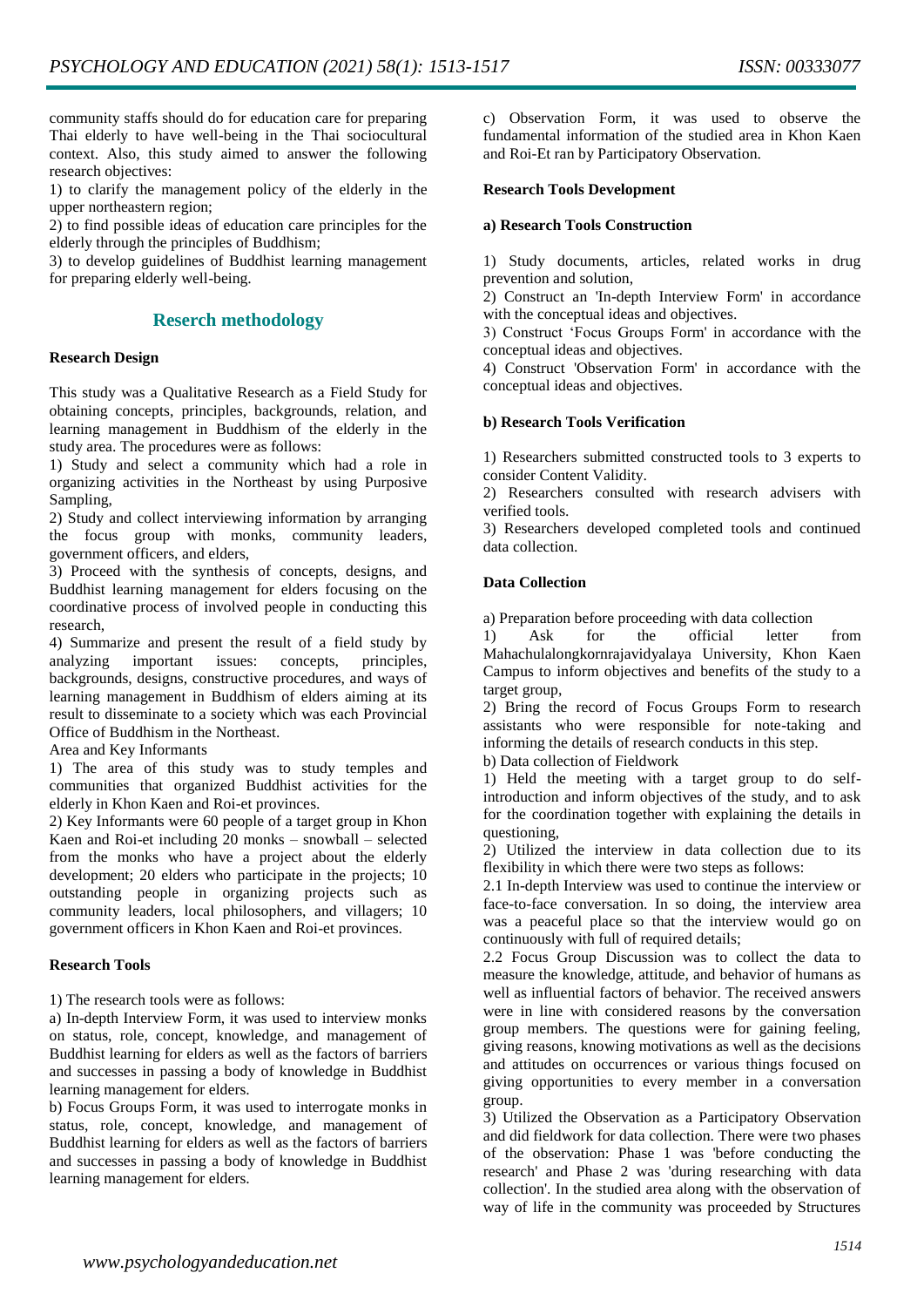community staffs should do for education care for preparing Thai elderly to have well-being in the Thai sociocultural context. Also, this study aimed to answer the following research objectives:

1) to clarify the management policy of the elderly in the upper northeastern region;
2) to find possible ideas of education care principles for the elderly through the principles of Buddhism;
3) to develop guidelines of Buddhist learning management for preparing elderly well-being.

## Reserch methodology

### Research Design

This study was a Qualitative Research as a Field Study for obtaining concepts, principles, backgrounds, relation, and learning management in Buddhism of the elderly in the study area. The procedures were as follows:

1) Study and select a community which had a role in organizing activities in the Northeast by using Purposive Sampling,
2) Study and collect interviewing information by arranging the focus group with monks, community leaders, government officers, and elders,
3) Proceed with the synthesis of concepts, designs, and Buddhist learning management for elders focusing on the coordinative process of involved people in conducting this research,
4) Summarize and present the result of a field study by analyzing important issues: concepts, principles, backgrounds, designs, constructive procedures, and ways of learning management in Buddhism of elders aiming at its result to disseminate to a society which was each Provincial Office of Buddhism in the Northeast.

Area and Key Informants

1) The area of this study was to study temples and communities that organized Buddhist activities for the elderly in Khon Kaen and Roi-et provinces.
2) Key Informants were 60 people of a target group in Khon Kaen and Roi-et including 20 monks – snowball – selected from the monks who have a project about the elderly development; 20 elders who participate in the projects; 10 outstanding people in organizing projects such as community leaders, local philosophers, and villagers; 10 government officers in Khon Kaen and Roi-et provinces.

### Research Tools

1) The research tools were as follows:

a) In-depth Interview Form, it was used to interview monks on status, role, concept, knowledge, and management of Buddhist learning for elders as well as the factors of barriers and successes in passing a body of knowledge in Buddhist learning management for elders.

b) Focus Groups Form, it was used to interrogate monks in status, role, concept, knowledge, and management of Buddhist learning for elders as well as the factors of barriers and successes in passing a body of knowledge in Buddhist learning management for elders.

c) Observation Form, it was used to observe the fundamental information of the studied area in Khon Kaen and Roi-Et ran by Participatory Observation.

### Research Tools Development

#### a) Research Tools Construction

1) Study documents, articles, related works in drug prevention and solution,
2) Construct an 'In-depth Interview Form' in accordance with the conceptual ideas and objectives.
3) Construct 'Focus Groups Form' in accordance with the conceptual ideas and objectives.
4) Construct 'Observation Form' in accordance with the conceptual ideas and objectives.

#### b) Research Tools Verification

1) Researchers submitted constructed tools to 3 experts to consider Content Validity.
2) Researchers consulted with research advisers with verified tools.
3) Researchers developed completed tools and continued data collection.

### Data Collection

a) Preparation before proceeding with data collection

1) Ask for the official letter from Mahachulalongkornrajavidyalaya University, Khon Kaen Campus to inform objectives and benefits of the study to a target group,
2) Bring the record of Focus Groups Form to research assistants who were responsible for note-taking and informing the details of research conducts in this step.

b) Data collection of Fieldwork

1) Held the meeting with a target group to do self-introduction and inform objectives of the study, and to ask for the coordination together with explaining the details in questioning,
2) Utilized the interview in data collection due to its flexibility in which there were two steps as follows:

2.1 In-depth Interview was used to continue the interview or face-to-face conversation. In so doing, the interview area was a peaceful place so that the interview would go on continuously with full of required details;

2.2 Focus Group Discussion was to collect the data to measure the knowledge, attitude, and behavior of humans as well as influential factors of behavior. The received answers were in line with considered reasons by the conversation group members. The questions were for gaining feeling, giving reasons, knowing motivations as well as the decisions and attitudes on occurrences or various things focused on giving opportunities to every member in a conversation group.

3) Utilized the Observation as a Participatory Observation and did fieldwork for data collection. There were two phases of the observation: Phase 1 was 'before conducting the research' and Phase 2 was 'during researching with data collection'. In the studied area along with the observation of way of life in the community was proceeded by Structures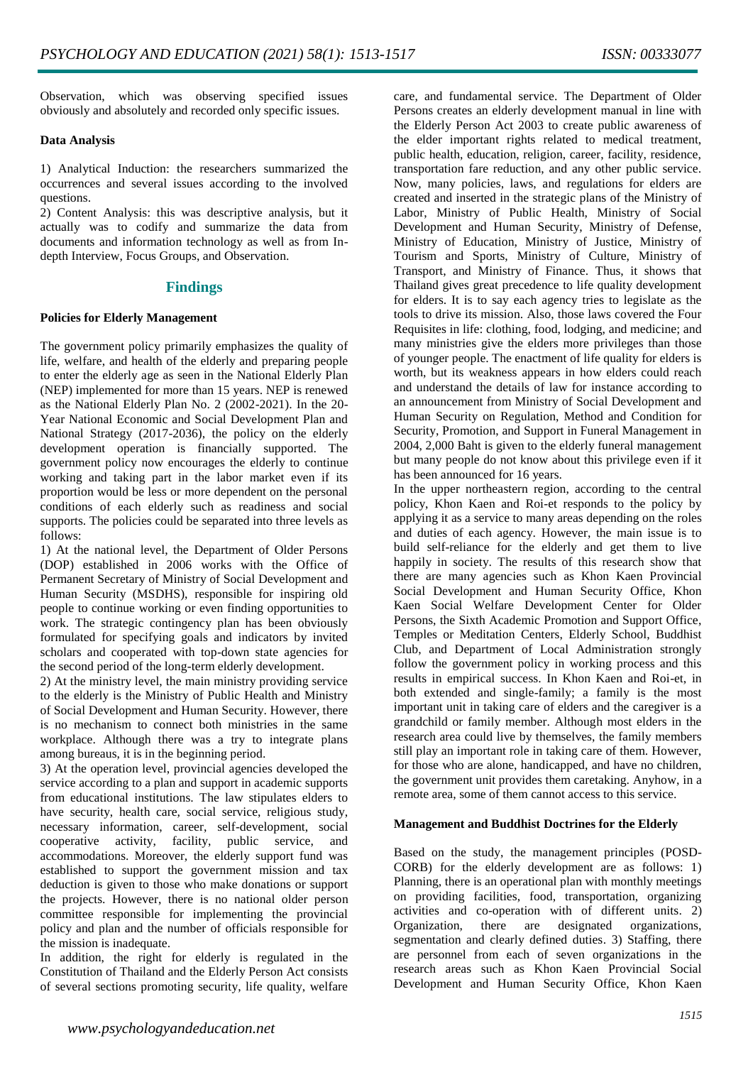Observation, which was observing specified issues obviously and absolutely and recorded only specific issues.

#### Data Analysis

1) Analytical Induction: the researchers summarized the occurrences and several issues according to the involved questions.
2) Content Analysis: this was descriptive analysis, but it actually was to codify and summarize the data from documents and information technology as well as from In-depth Interview, Focus Groups, and Observation.

## Findings

#### Policies for Elderly Management

The government policy primarily emphasizes the quality of life, welfare, and health of the elderly and preparing people to enter the elderly age as seen in the National Elderly Plan (NEP) implemented for more than 15 years. NEP is renewed as the National Elderly Plan No. 2 (2002-2021). In the 20-Year National Economic and Social Development Plan and National Strategy (2017-2036), the policy on the elderly development operation is financially supported. The government policy now encourages the elderly to continue working and taking part in the labor market even if its proportion would be less or more dependent on the personal conditions of each elderly such as readiness and social supports. The policies could be separated into three levels as follows:

1) At the national level, the Department of Older Persons (DOP) established in 2006 works with the Office of Permanent Secretary of Ministry of Social Development and Human Security (MSDHS), responsible for inspiring old people to continue working or even finding opportunities to work. The strategic contingency plan has been obviously formulated for specifying goals and indicators by invited scholars and cooperated with top-down state agencies for the second period of the long-term elderly development.

2) At the ministry level, the main ministry providing service to the elderly is the Ministry of Public Health and Ministry of Social Development and Human Security. However, there is no mechanism to connect both ministries in the same workplace. Although there was a try to integrate plans among bureaus, it is in the beginning period.

3) At the operation level, provincial agencies developed the service according to a plan and support in academic supports from educational institutions. The law stipulates elders to have security, health care, social service, religious study, necessary information, career, self-development, social cooperative activity, facility, public service, and accommodations. Moreover, the elderly support fund was established to support the government mission and tax deduction is given to those who make donations or support the projects. However, there is no national older person committee responsible for implementing the provincial policy and plan and the number of officials responsible for the mission is inadequate.

In addition, the right for elderly is regulated in the Constitution of Thailand and the Elderly Person Act consists of several sections promoting security, life quality, welfare care, and fundamental service. The Department of Older Persons creates an elderly development manual in line with the Elderly Person Act 2003 to create public awareness of the elder important rights related to medical treatment, public health, education, religion, career, facility, residence, transportation fare reduction, and any other public service. Now, many policies, laws, and regulations for elders are created and inserted in the strategic plans of the Ministry of Labor, Ministry of Public Health, Ministry of Social Development and Human Security, Ministry of Defense, Ministry of Education, Ministry of Justice, Ministry of Tourism and Sports, Ministry of Culture, Ministry of Transport, and Ministry of Finance. Thus, it shows that Thailand gives great precedence to life quality development for elders. It is to say each agency tries to legislate as the tools to drive its mission. Also, those laws covered the Four Requisites in life: clothing, food, lodging, and medicine; and many ministries give the elders more privileges than those of younger people. The enactment of life quality for elders is worth, but its weakness appears in how elders could reach and understand the details of law for instance according to an announcement from Ministry of Social Development and Human Security on Regulation, Method and Condition for Security, Promotion, and Support in Funeral Management in 2004, 2,000 Baht is given to the elderly funeral management but many people do not know about this privilege even if it has been announced for 16 years.

In the upper northeastern region, according to the central policy, Khon Kaen and Roi-et responds to the policy by applying it as a service to many areas depending on the roles and duties of each agency. However, the main issue is to build self-reliance for the elderly and get them to live happily in society. The results of this research show that there are many agencies such as Khon Kaen Provincial Social Development and Human Security Office, Khon Kaen Social Welfare Development Center for Older Persons, the Sixth Academic Promotion and Support Office, Temples or Meditation Centers, Elderly School, Buddhist Club, and Department of Local Administration strongly follow the government policy in working process and this results in empirical success. In Khon Kaen and Roi-et, in both extended and single-family; a family is the most important unit in taking care of elders and the caregiver is a grandchild or family member. Although most elders in the research area could live by themselves, the family members still play an important role in taking care of them. However, for those who are alone, handicapped, and have no children, the government unit provides them caretaking. Anyhow, in a remote area, some of them cannot access to this service.

#### Management and Buddhist Doctrines for the Elderly

Based on the study, the management principles (POSD-CORB) for the elderly development are as follows: 1) Planning, there is an operational plan with monthly meetings on providing facilities, food, transportation, organizing activities and co-operation with of different units. 2) Organization, there are designated organizations, segmentation and clearly defined duties. 3) Staffing, there are personnel from each of seven organizations in the research areas such as Khon Kaen Provincial Social Development and Human Security Office, Khon Kaen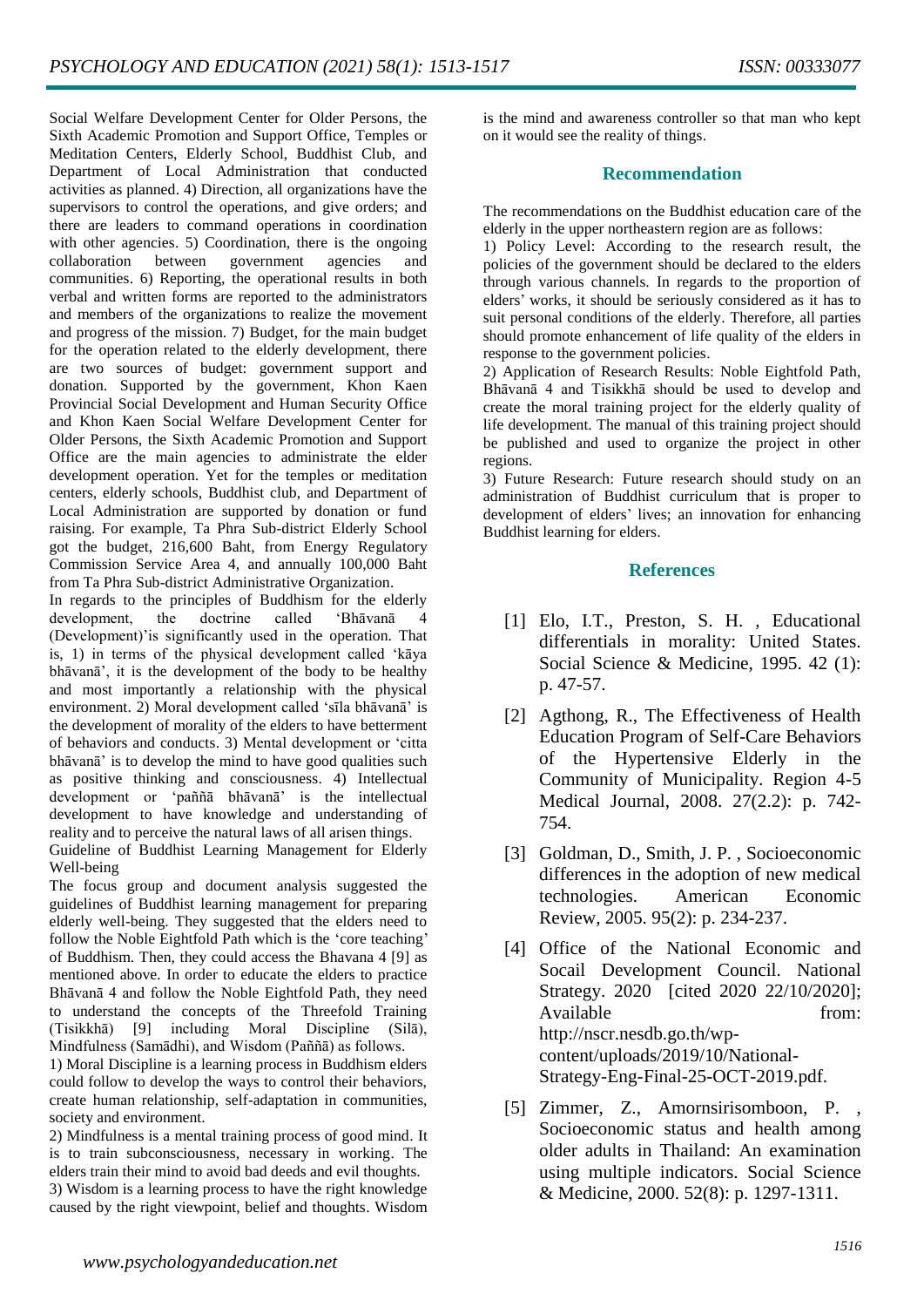Social Welfare Development Center for Older Persons, the Sixth Academic Promotion and Support Office, Temples or Meditation Centers, Elderly School, Buddhist Club, and Department of Local Administration that conducted activities as planned. 4) Direction, all organizations have the supervisors to control the operations, and give orders; and there are leaders to command operations in coordination with other agencies. 5) Coordination, there is the ongoing collaboration between government agencies and communities. 6) Reporting, the operational results in both verbal and written forms are reported to the administrators and members of the organizations to realize the movement and progress of the mission. 7) Budget, for the main budget for the operation related to the elderly development, there are two sources of budget: government support and donation. Supported by the government, Khon Kaen Provincial Social Development and Human Security Office and Khon Kaen Social Welfare Development Center for Older Persons, the Sixth Academic Promotion and Support Office are the main agencies to administrate the elder development operation. Yet for the temples or meditation centers, elderly schools, Buddhist club, and Department of Local Administration are supported by donation or fund raising. For example, Ta Phra Sub-district Elderly School got the budget, 216,600 Baht, from Energy Regulatory Commission Service Area 4, and annually 100,000 Baht from Ta Phra Sub-district Administrative Organization.

In regards to the principles of Buddhism for the elderly development, the doctrine called 'Bhāvanā 4 (Development)'is significantly used in the operation. That is, 1) in terms of the physical development called 'kāya bhāvanā', it is the development of the body to be healthy and most importantly a relationship with the physical environment. 2) Moral development called 'sīla bhāvanā' is the development of morality of the elders to have betterment of behaviors and conducts. 3) Mental development or 'citta bhāvanā' is to develop the mind to have good qualities such as positive thinking and consciousness. 4) Intellectual development or 'paññā bhāvanā' is the intellectual development to have knowledge and understanding of reality and to perceive the natural laws of all arisen things.

Guideline of Buddhist Learning Management for Elderly Well-being

The focus group and document analysis suggested the guidelines of Buddhist learning management for preparing elderly well-being. They suggested that the elders need to follow the Noble Eightfold Path which is the 'core teaching' of Buddhism. Then, they could access the Bhavana 4 [9] as mentioned above. In order to educate the elders to practice Bhāvanā 4 and follow the Noble Eightfold Path, they need to understand the concepts of the Threefold Training (Tisikkhā) [9] including Moral Discipline (Silā), Mindfulness (Samādhi), and Wisdom (Paññā) as follows.

1) Moral Discipline is a learning process in Buddhism elders could follow to develop the ways to control their behaviors, create human relationship, self-adaptation in communities, society and environment.

2) Mindfulness is a mental training process of good mind. It is to train subconsciousness, necessary in working. The elders train their mind to avoid bad deeds and evil thoughts.

3) Wisdom is a learning process to have the right knowledge caused by the right viewpoint, belief and thoughts. Wisdom is the mind and awareness controller so that man who kept on it would see the reality of things.

## Recommendation

The recommendations on the Buddhist education care of the elderly in the upper northeastern region are as follows:

1) Policy Level: According to the research result, the policies of the government should be declared to the elders through various channels. In regards to the proportion of elders' works, it should be seriously considered as it has to suit personal conditions of the elderly. Therefore, all parties should promote enhancement of life quality of the elders in response to the government policies.

2) Application of Research Results: Noble Eightfold Path, Bhāvanā 4 and Tisikkhā should be used to develop and create the moral training project for the elderly quality of life development. The manual of this training project should be published and used to organize the project in other regions.

3) Future Research: Future research should study on an administration of Buddhist curriculum that is proper to development of elders' lives; an innovation for enhancing Buddhist learning for elders.

## References

[1] Elo, I.T., Preston, S. H. , Educational differentials in morality: United States. Social Science & Medicine, 1995. 42 (1): p. 47-57.

[2] Agthong, R., The Effectiveness of Health Education Program of Self-Care Behaviors of the Hypertensive Elderly in the Community of Municipality. Region 4-5 Medical Journal, 2008. 27(2.2): p. 742-754.

[3] Goldman, D., Smith, J. P. , Socioeconomic differences in the adoption of new medical technologies. American Economic Review, 2005. 95(2): p. 234-237.

[4] Office of the National Economic and Socail Development Council. National Strategy. 2020 [cited 2020 22/10/2020]; Available from: http://nscr.nesdb.go.th/wp-content/uploads/2019/10/National-Strategy-Eng-Final-25-OCT-2019.pdf.

[5] Zimmer, Z., Amornsirisomboon, P. , Socioeconomic status and health among older adults in Thailand: An examination using multiple indicators. Social Science & Medicine, 2000. 52(8): p. 1297-1311.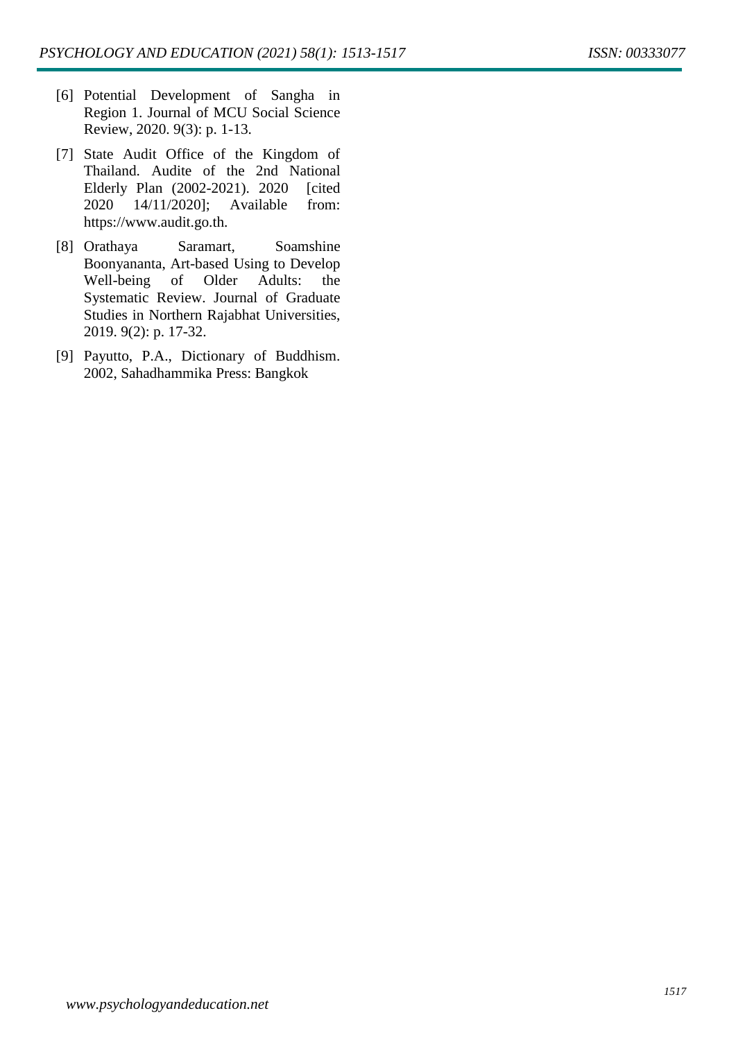[6] Potential Development of Sangha in Region 1. Journal of MCU Social Science Review, 2020. 9(3): p. 1-13.

[7] State Audit Office of the Kingdom of Thailand. Audite of the 2nd National Elderly Plan (2002-2021). 2020 [cited 2020 14/11/2020]; Available from: https://www.audit.go.th.

[8] Orathaya Saramart, Soamshine Boonyananta, Art-based Using to Develop Well-being of Older Adults: the Systematic Review. Journal of Graduate Studies in Northern Rajabhat Universities, 2019. 9(2): p. 17-32.

[9] Payutto, P.A., Dictionary of Buddhism. 2002, Sahadhammika Press: Bangkok